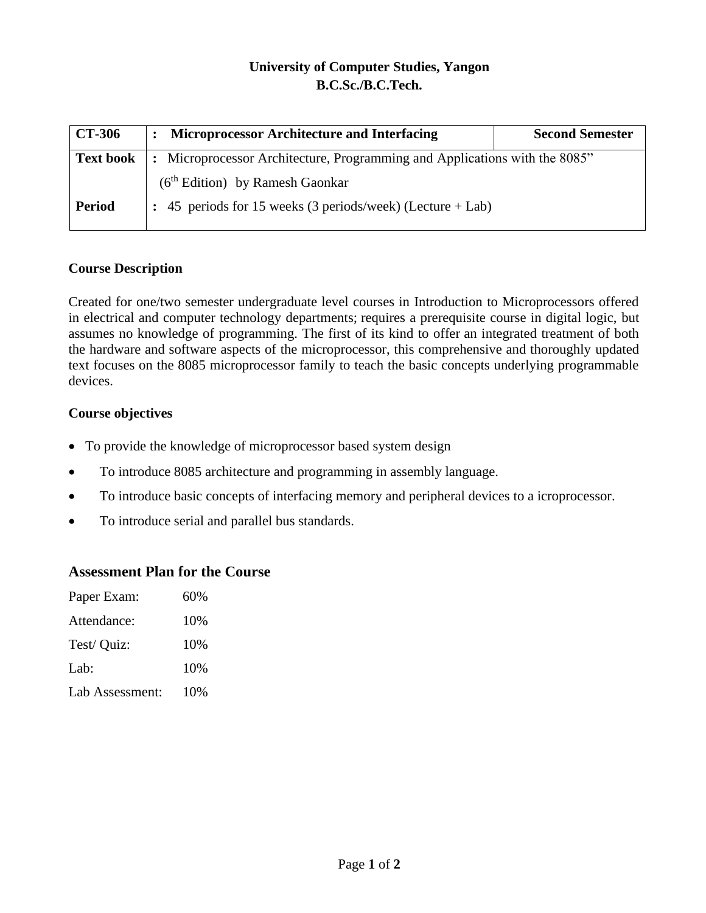**University of Computer Studies, Yangon**
**B.C.Sc./B.C.Tech.**

| CT-306 | : Microprocessor Architecture and Interfacing | Second Semester |
|---|---|---|
| **Text book** | : Microprocessor Architecture, Programming and Applications with the 8085" (6th Edition) by Ramesh Gaonkar | |
| **Period** | : 45 periods for 15 weeks (3 periods/week) (Lecture + Lab) | |

### Course Description

Created for one/two semester undergraduate level courses in Introduction to Microprocessors offered in electrical and computer technology departments; requires a prerequisite course in digital logic, but assumes no knowledge of programming. The first of its kind to offer an integrated treatment of both the hardware and software aspects of the microprocessor, this comprehensive and thoroughly updated text focuses on the 8085 microprocessor family to teach the basic concepts underlying programmable devices.

### Course objectives

- To provide the knowledge of microprocessor based system design
- To introduce 8085 architecture and programming in assembly language.
- To introduce basic concepts of interfacing memory and peripheral devices to a icroprocessor.
- To introduce serial and parallel bus standards.

## Assessment Plan for the Course

| | |
|---|---|
| Paper Exam: | 60% |
| Attendance: | 10% |
| Test/ Quiz: | 10% |
| Lab: | 10% |
| Lab Assessment: | 10% |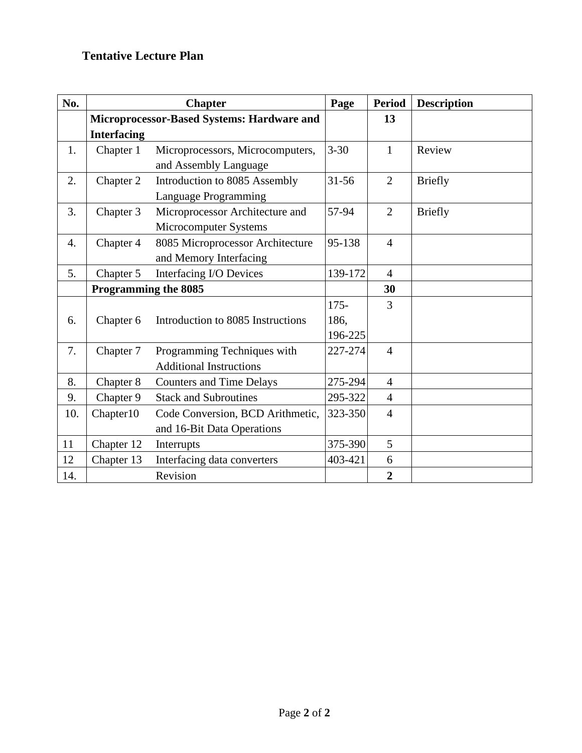**Tentative Lecture Plan**

| No. | Chapter | | Page | Period | Description |
|---|---|---|---|---|---|
| | **Microprocessor-Based Systems: Hardware and Interfacing** | | | **13** | |
| 1. | Chapter 1 | Microprocessors, Microcomputers, and Assembly Language | 3-30 | 1 | Review |
| 2. | Chapter 2 | Introduction to 8085 Assembly Language Programming | 31-56 | 2 | Briefly |
| 3. | Chapter 3 | Microprocessor Architecture and Microcomputer Systems | 57-94 | 2 | Briefly |
| 4. | Chapter 4 | 8085 Microprocessor Architecture and Memory Interfacing | 95-138 | 4 | |
| 5. | Chapter 5 | Interfacing I/O Devices | 139-172 | 4 | |
| | **Programming the 8085** | | | **30** | |
| 6. | Chapter 6 | Introduction to 8085 Instructions | 175-186, 196-225 | 3 | |
| 7. | Chapter 7 | Programming Techniques with Additional Instructions | 227-274 | 4 | |
| 8. | Chapter 8 | Counters and Time Delays | 275-294 | 4 | |
| 9. | Chapter 9 | Stack and Subroutines | 295-322 | 4 | |
| 10. | Chapter10 | Code Conversion, BCD Arithmetic, and 16-Bit Data Operations | 323-350 | 4 | |
| 11 | Chapter 12 | Interrupts | 375-390 | 5 | |
| 12 | Chapter 13 | Interfacing data converters | 403-421 | 6 | |
| 14. | | Revision | | **2** | |